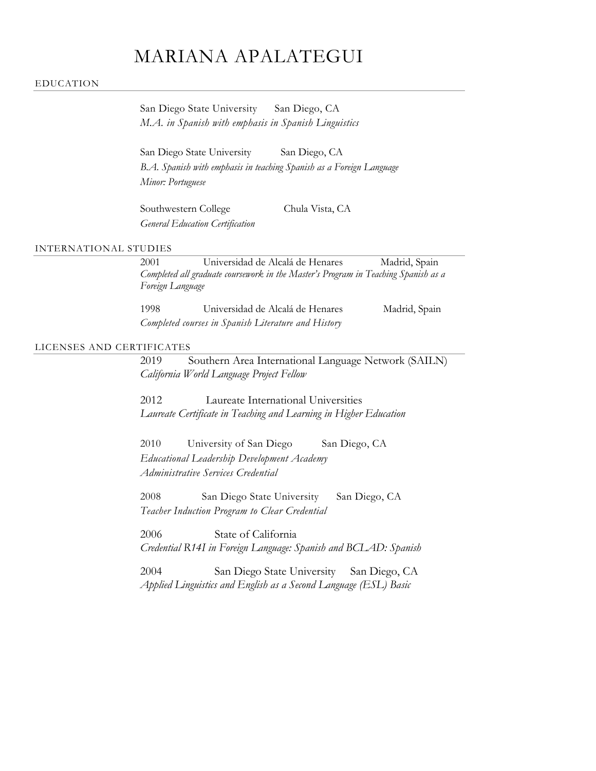# MARIANA APALATEGUI

## EDUCATION

San Diego State University San Diego, CA
*M.A. in Spanish with emphasis in Spanish Linguistics*

San Diego State University San Diego, CA
*B.A. Spanish with emphasis in teaching Spanish as a Foreign Language*
*Minor: Portuguese*

Southwestern College Chula Vista, CA
*General Education Certification*

## INTERNATIONAL STUDIES

2001 Universidad de Alcalá de Henares Madrid, Spain
*Completed all graduate coursework in the Master's Program in Teaching Spanish as a Foreign Language*

1998 Universidad de Alcalá de Henares Madrid, Spain
*Completed courses in Spanish Literature and History*

## LICENSES AND CERTIFICATES

2019 Southern Area International Language Network (SAILN)
*California World Language Project Fellow*

2012 Laureate International Universities
*Laureate Certificate in Teaching and Learning in Higher Education*

2010 University of San Diego San Diego, CA
*Educational Leadership Development Academy*
*Administrative Services Credential*

2008 San Diego State University San Diego, CA
*Teacher Induction Program to Clear Credential*

2006 State of California
*Credential R14I in Foreign Language: Spanish and BCLAD: Spanish*

2004 San Diego State University San Diego, CA
*Applied Linguistics and English as a Second Language (ESL) Basic*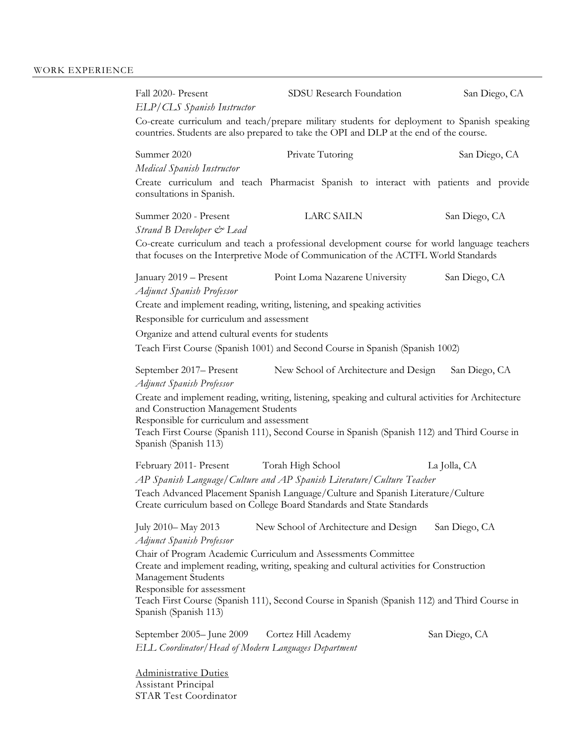## WORK EXPERIENCE

Fall 2020- Present | SDSU Research Foundation | San Diego, CA

*ELP/CLS Spanish Instructor*

Co-create curriculum and teach/prepare military students for deployment to Spanish speaking countries. Students are also prepared to take the OPI and DLP at the end of the course.

Summer 2020 | Private Tutoring | San Diego, CA

*Medical Spanish Instructor*

Create curriculum and teach Pharmacist Spanish to interact with patients and provide consultations in Spanish.

Summer 2020 - Present | LARC SAILN | San Diego, CA

*Strand B Developer & Lead*

Co-create curriculum and teach a professional development course for world language teachers that focuses on the Interpretive Mode of Communication of the ACTFL World Standards

January 2019 – Present | Point Loma Nazarene University | San Diego, CA

*Adjunct Spanish Professor*

Create and implement reading, writing, listening, and speaking activities

Responsible for curriculum and assessment

Organize and attend cultural events for students

Teach First Course (Spanish 1001) and Second Course in Spanish (Spanish 1002)

September 2017– Present | New School of Architecture and Design | San Diego, CA

*Adjunct Spanish Professor*

Create and implement reading, writing, listening, speaking and cultural activities for Architecture and Construction Management Students
Responsible for curriculum and assessment
Teach First Course (Spanish 111), Second Course in Spanish (Spanish 112) and Third Course in Spanish (Spanish 113)

February 2011- Present | Torah High School | La Jolla, CA

*AP Spanish Language/Culture and AP Spanish Literature/Culture Teacher*

Teach Advanced Placement Spanish Language/Culture and Spanish Literature/Culture
Create curriculum based on College Board Standards and State Standards

July 2010– May 2013 | New School of Architecture and Design | San Diego, CA

*Adjunct Spanish Professor*

Chair of Program Academic Curriculum and Assessments Committee
Create and implement reading, writing, speaking and cultural activities for Construction Management Students
Responsible for assessment
Teach First Course (Spanish 111), Second Course in Spanish (Spanish 112) and Third Course in Spanish (Spanish 113)

September 2005– June 2009 | Cortez Hill Academy | San Diego, CA

*ELL Coordinator/Head of Modern Languages Department*

<u>Administrative Duties</u>
Assistant Principal
STAR Test Coordinator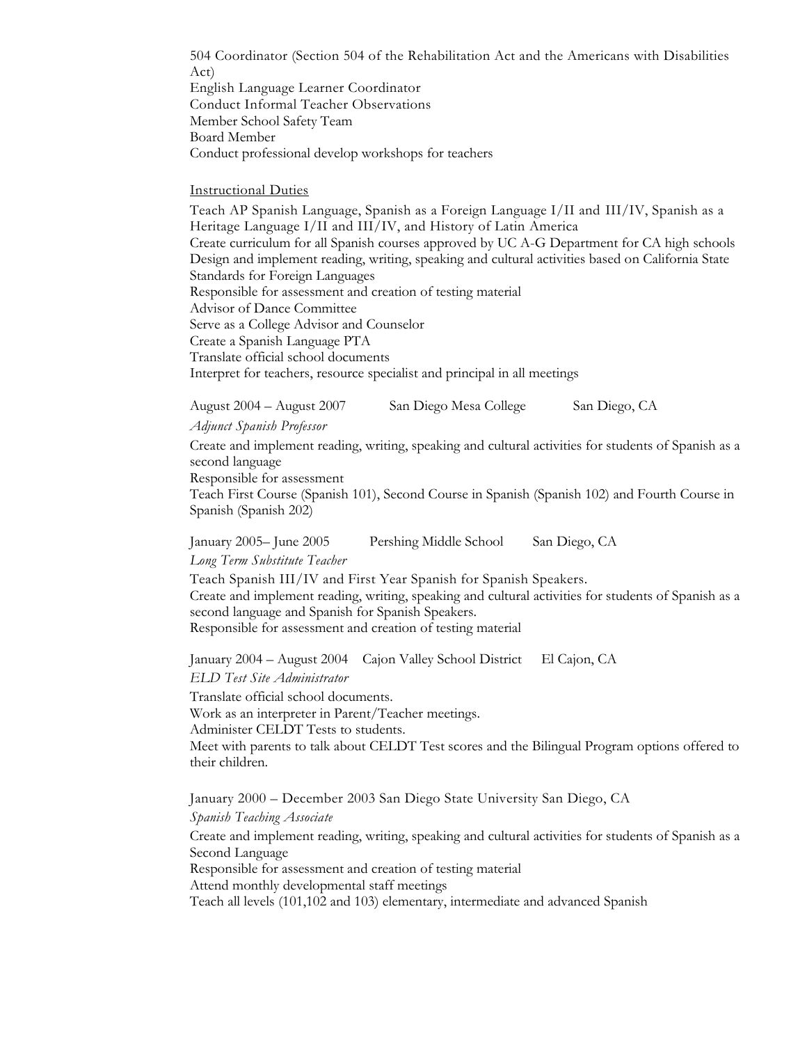504 Coordinator (Section 504 of the Rehabilitation Act and the Americans with Disabilities Act)
English Language Learner Coordinator
Conduct Informal Teacher Observations
Member School Safety Team
Board Member
Conduct professional develop workshops for teachers

<u>Instructional Duties</u>

Teach AP Spanish Language, Spanish as a Foreign Language I/II and III/IV, Spanish as a Heritage Language I/II and III/IV, and History of Latin America
Create curriculum for all Spanish courses approved by UC A-G Department for CA high schools
Design and implement reading, writing, speaking and cultural activities based on California State Standards for Foreign Languages
Responsible for assessment and creation of testing material
Advisor of Dance Committee
Serve as a College Advisor and Counselor
Create a Spanish Language PTA
Translate official school documents
Interpret for teachers, resource specialist and principal in all meetings

August 2004 – August 2007 San Diego Mesa College San Diego, CA

*Adjunct Spanish Professor*

Create and implement reading, writing, speaking and cultural activities for students of Spanish as a second language
Responsible for assessment
Teach First Course (Spanish 101), Second Course in Spanish (Spanish 102) and Fourth Course in Spanish (Spanish 202)

January 2005– June 2005 Pershing Middle School San Diego, CA

*Long Term Substitute Teacher*

Teach Spanish III/IV and First Year Spanish for Spanish Speakers.
Create and implement reading, writing, speaking and cultural activities for students of Spanish as a second language and Spanish for Spanish Speakers.
Responsible for assessment and creation of testing material

January 2004 – August 2004 Cajon Valley School District El Cajon, CA

*ELD Test Site Administrator*

Translate official school documents.
Work as an interpreter in Parent/Teacher meetings.
Administer CELDT Tests to students.
Meet with parents to talk about CELDT Test scores and the Bilingual Program options offered to their children.

January 2000 – December 2003 San Diego State University San Diego, CA

*Spanish Teaching Associate*

Create and implement reading, writing, speaking and cultural activities for students of Spanish as a Second Language
Responsible for assessment and creation of testing material
Attend monthly developmental staff meetings
Teach all levels (101,102 and 103) elementary, intermediate and advanced Spanish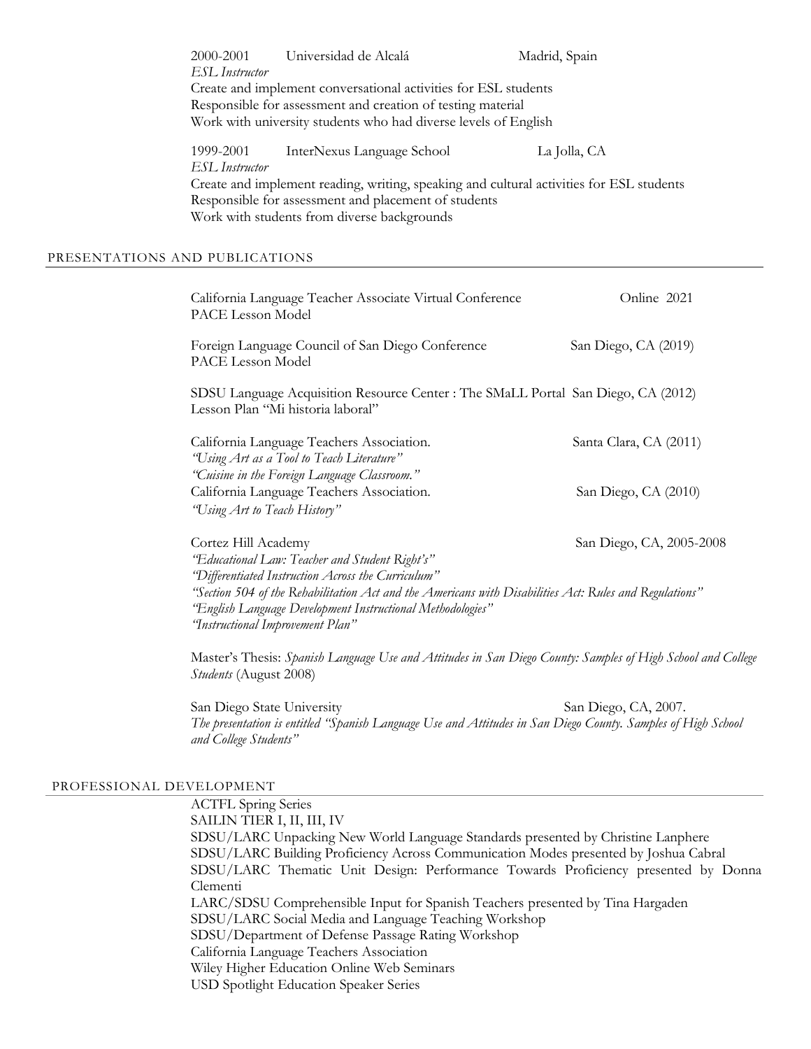2000-2001 Universidad de Alcalá Madrid, Spain
*ESL Instructor*
Create and implement conversational activities for ESL students
Responsible for assessment and creation of testing material
Work with university students who had diverse levels of English

1999-2001 InterNexus Language School La Jolla, CA
*ESL Instructor*
Create and implement reading, writing, speaking and cultural activities for ESL students
Responsible for assessment and placement of students
Work with students from diverse backgrounds

## PRESENTATIONS AND PUBLICATIONS

California Language Teacher Associate Virtual Conference Online 2021
PACE Lesson Model

Foreign Language Council of San Diego Conference San Diego, CA (2019)
PACE Lesson Model

SDSU Language Acquisition Resource Center : The SMaLL Portal San Diego, CA (2012)
Lesson Plan "Mi historia laboral"

California Language Teachers Association. Santa Clara, CA (2011)
*"Using Art as a Tool to Teach Literature"*
*"Cuisine in the Foreign Language Classroom."*
California Language Teachers Association. San Diego, CA (2010)
*"Using Art to Teach History"*

Cortez Hill Academy San Diego, CA, 2005-2008
*"Educational Law: Teacher and Student Right's"*
*"Differentiated Instruction Across the Curriculum"*
*"Section 504 of the Rehabilitation Act and the Americans with Disabilities Act: Rules and Regulations"*
*"English Language Development Instructional Methodologies"*
*"Instructional Improvement Plan"*

Master's Thesis: *Spanish Language Use and Attitudes in San Diego County: Samples of High School and College Students* (August 2008)

San Diego State University San Diego, CA, 2007.
*The presentation is entitled "Spanish Language Use and Attitudes in San Diego County. Samples of High School and College Students"*

## PROFESSIONAL DEVELOPMENT

ACTFL Spring Series
SAILIN TIER I, II, III, IV
SDSU/LARC Unpacking New World Language Standards presented by Christine Lanphere
SDSU/LARC Building Proficiency Across Communication Modes presented by Joshua Cabral
SDSU/LARC Thematic Unit Design: Performance Towards Proficiency presented by Donna Clementi
LARC/SDSU Comprehensible Input for Spanish Teachers presented by Tina Hargaden
SDSU/LARC Social Media and Language Teaching Workshop
SDSU/Department of Defense Passage Rating Workshop
California Language Teachers Association
Wiley Higher Education Online Web Seminars
USD Spotlight Education Speaker Series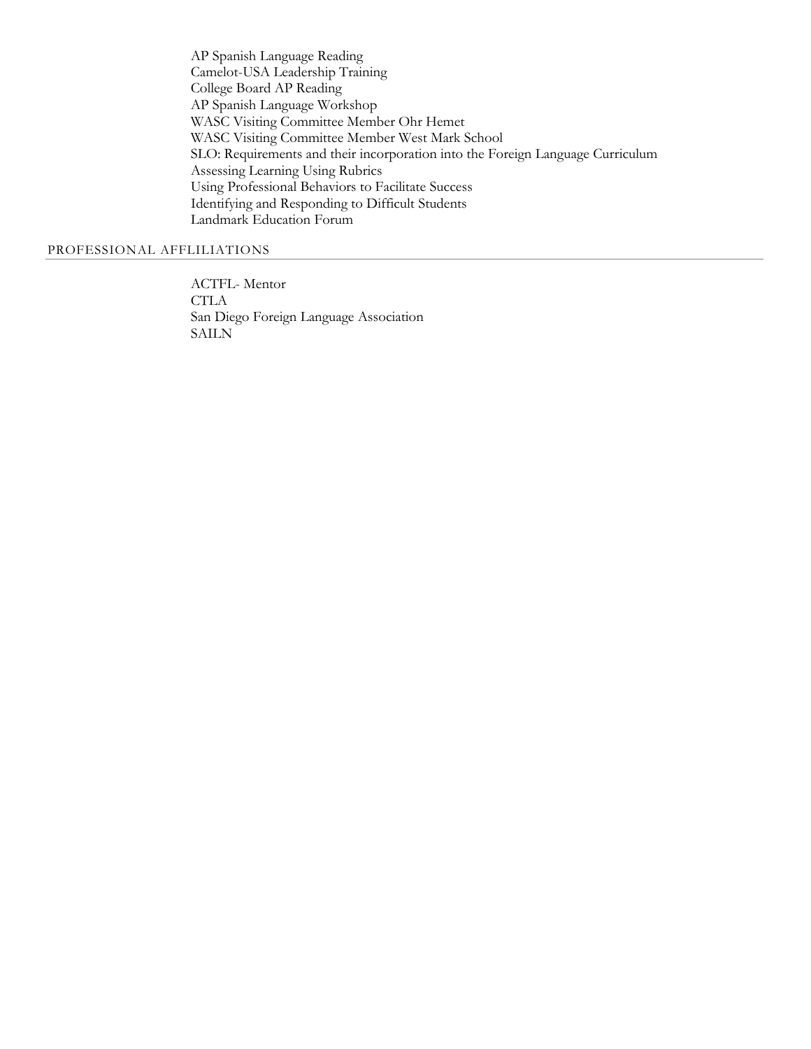AP Spanish Language Reading
Camelot-USA Leadership Training
College Board AP Reading
AP Spanish Language Workshop
WASC Visiting Committee Member Ohr Hemet
WASC Visiting Committee Member West Mark School
SLO: Requirements and their incorporation into the Foreign Language Curriculum
Assessing Learning Using Rubrics
Using Professional Behaviors to Facilitate Success
Identifying and Responding to Difficult Students
Landmark Education Forum

## PROFESSIONAL AFFLILIATIONS

ACTFL- Mentor
CTLA
San Diego Foreign Language Association
SAILN